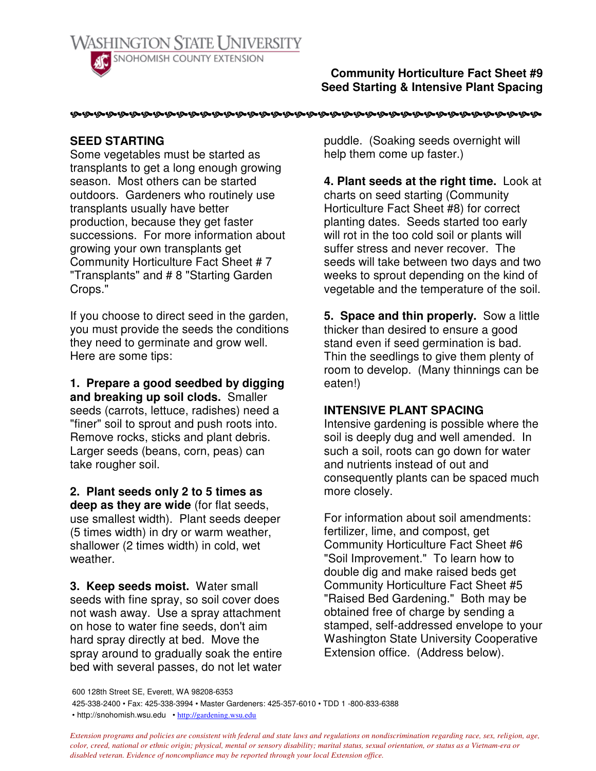WASHINGTON STATE UNIVERSITY
SNOHOMISH COUNTY EXTENSION

**Community Horticulture Fact Sheet #9**
**Seed Starting & Intensive Plant Spacing**

## SEED STARTING

Some vegetables must be started as transplants to get a long enough growing season. Most others can be started outdoors. Gardeners who routinely use transplants usually have better production, because they get faster successions. For more information about growing your own transplants get Community Horticulture Fact Sheet # 7 "Transplants" and # 8 "Starting Garden Crops."

If you choose to direct seed in the garden, you must provide the seeds the conditions they need to germinate and grow well. Here are some tips:

**1. Prepare a good seedbed by digging and breaking up soil clods.** Smaller seeds (carrots, lettuce, radishes) need a "finer" soil to sprout and push roots into. Remove rocks, sticks and plant debris. Larger seeds (beans, corn, peas) can take rougher soil.

**2. Plant seeds only 2 to 5 times as deep as they are wide** (for flat seeds, use smallest width). Plant seeds deeper (5 times width) in dry or warm weather, shallower (2 times width) in cold, wet weather.

**3. Keep seeds moist.** Water small seeds with fine spray, so soil cover does not wash away. Use a spray attachment on hose to water fine seeds, don't aim hard spray directly at bed. Move the spray around to gradually soak the entire bed with several passes, do not let water puddle. (Soaking seeds overnight will help them come up faster.)

**4. Plant seeds at the right time.** Look at charts on seed starting (Community Horticulture Fact Sheet #8) for correct planting dates. Seeds started too early will rot in the too cold soil or plants will suffer stress and never recover. The seeds will take between two days and two weeks to sprout depending on the kind of vegetable and the temperature of the soil.

**5. Space and thin properly.** Sow a little thicker than desired to ensure a good stand even if seed germination is bad. Thin the seedlings to give them plenty of room to develop. (Many thinnings can be eaten!)

## INTENSIVE PLANT SPACING

Intensive gardening is possible where the soil is deeply dug and well amended. In such a soil, roots can go down for water and nutrients instead of out and consequently plants can be spaced much more closely.

For information about soil amendments: fertilizer, lime, and compost, get Community Horticulture Fact Sheet #6 "Soil Improvement." To learn how to double dig and make raised beds get Community Horticulture Fact Sheet #5 "Raised Bed Gardening." Both may be obtained free of charge by sending a stamped, self-addressed envelope to your Washington State University Cooperative Extension office. (Address below).

600 128th Street SE, Everett, WA 98208-6353
425-338-2400 • Fax: 425-338-3994 • Master Gardeners: 425-357-6010 • TDD 1 -800-833-6388
• http://snohomish.wsu.edu • http://gardening.wsu.edu

*Extension programs and policies are consistent with federal and state laws and regulations on nondiscrimination regarding race, sex, religion, age, color, creed, national or ethnic origin; physical, mental or sensory disability; marital status, sexual orientation, or status as a Vietnam-era or disabled veteran. Evidence of noncompliance may be reported through your local Extension office.*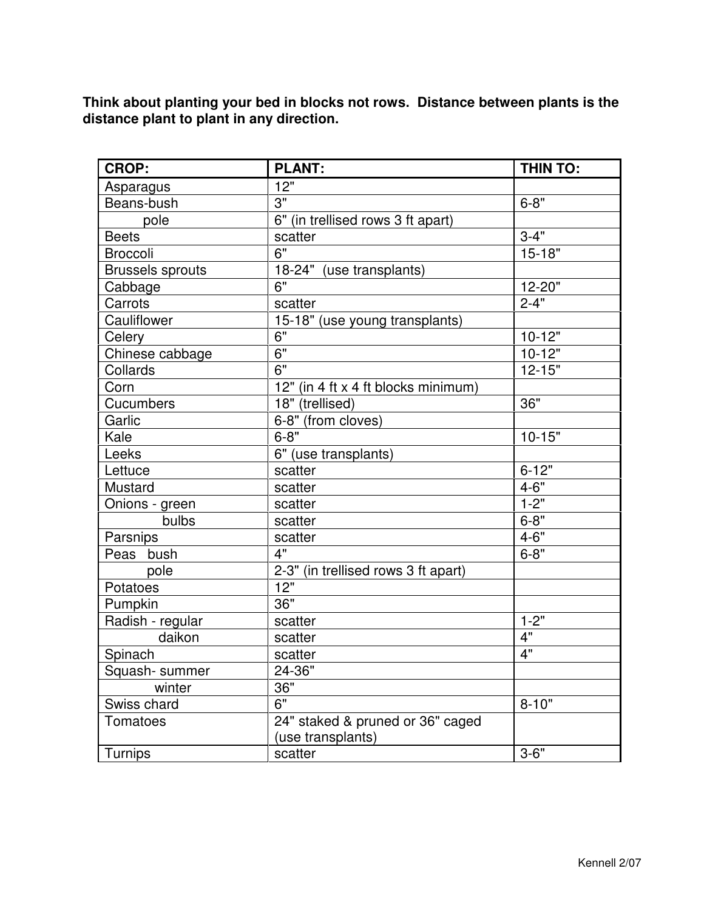**Think about planting your bed in blocks not rows. Distance between plants is the distance plant to plant in any direction.**

| CROP: | PLANT: | THIN TO: |
|---|---|---|
| Asparagus | 12" | |
| Beans-bush | 3" | 6-8" |
| pole | 6" (in trellised rows 3 ft apart) | |
| Beets | scatter | 3-4" |
| Broccoli | 6" | 15-18" |
| Brussels sprouts | 18-24" (use transplants) | |
| Cabbage | 6" | 12-20" |
| Carrots | scatter | 2-4" |
| Cauliflower | 15-18" (use young transplants) | |
| Celery | 6" | 10-12" |
| Chinese cabbage | 6" | 10-12" |
| Collards | 6" | 12-15" |
| Corn | 12" (in 4 ft x 4 ft blocks minimum) | |
| Cucumbers | 18" (trellised) | 36" |
| Garlic | 6-8" (from cloves) | |
| Kale | 6-8" | 10-15" |
| Leeks | 6" (use transplants) | |
| Lettuce | scatter | 6-12" |
| Mustard | scatter | 4-6" |
| Onions - green | scatter | 1-2" |
| bulbs | scatter | 6-8" |
| Parsnips | scatter | 4-6" |
| Peas bush | 4" | 6-8" |
| pole | 2-3" (in trellised rows 3 ft apart) | |
| Potatoes | 12" | |
| Pumpkin | 36" | |
| Radish - regular | scatter | 1-2" |
| daikon | scatter | 4" |
| Spinach | scatter | 4" |
| Squash- summer | 24-36" | |
| winter | 36" | |
| Swiss chard | 6" | 8-10" |
| Tomatoes | 24" staked & pruned or 36" caged (use transplants) | |
| Turnips | scatter | 3-6" |

Kennell 2/07